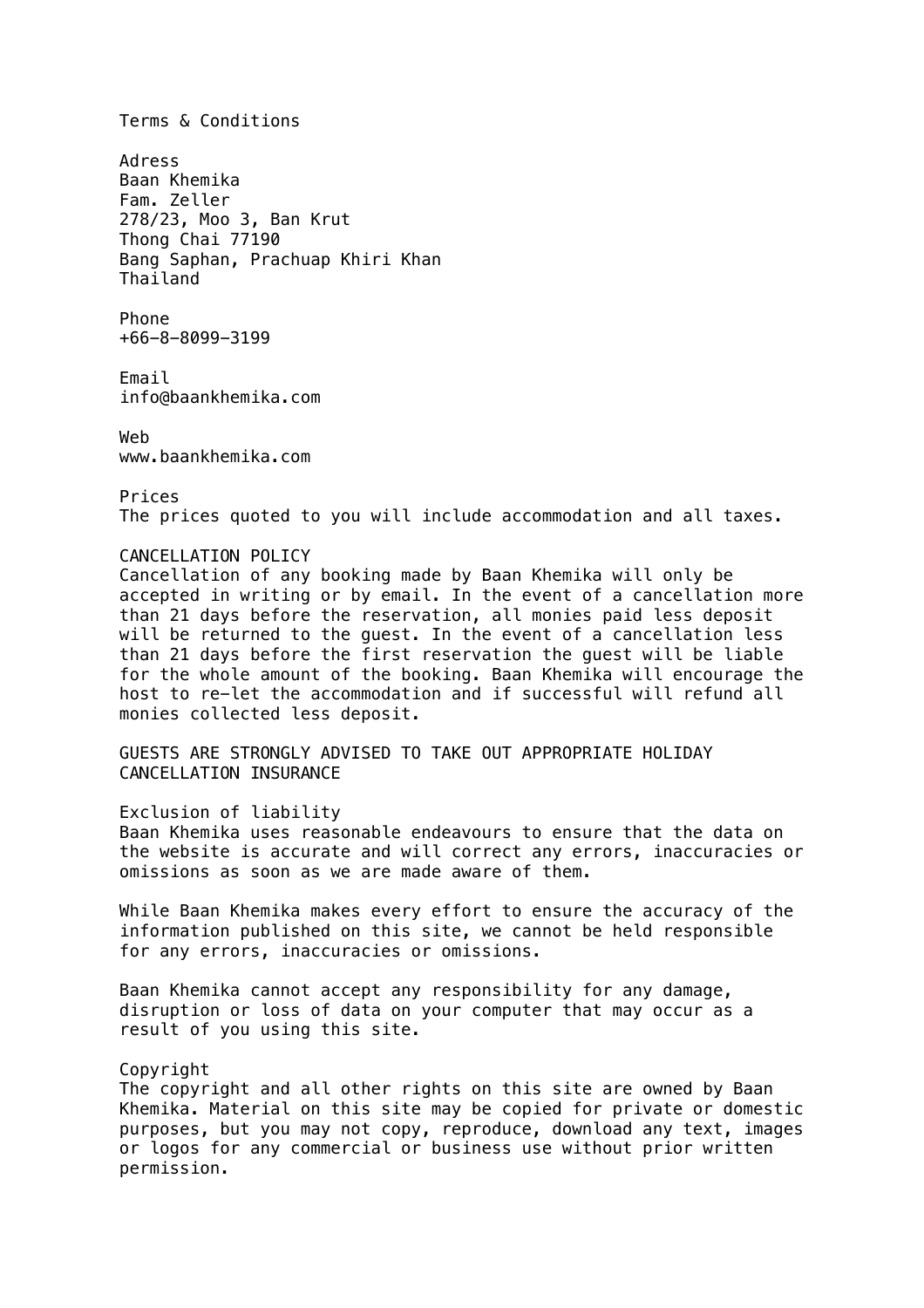# Terms & Conditions

## Adress

Baan Khemika
Fam. Zeller
278/23, Moo 3, Ban Krut
Thong Chai 77190
Bang Saphan, Prachuap Khiri Khan
Thailand

## Phone

+66-8-8099-3199

## Email

info@baankhemika.com

## Web

www.baankhemika.com

## Prices

The prices quoted to you will include accommodation and all taxes.

## CANCELLATION POLICY

Cancellation of any booking made by Baan Khemika will only be accepted in writing or by email. In the event of a cancellation more than 21 days before the reservation, all monies paid less deposit will be returned to the guest. In the event of a cancellation less than 21 days before the first reservation the guest will be liable for the whole amount of the booking. Baan Khemika will encourage the host to re-let the accommodation and if successful will refund all monies collected less deposit.

GUESTS ARE STRONGLY ADVISED TO TAKE OUT APPROPRIATE HOLIDAY CANCELLATION INSURANCE

## Exclusion of liability

Baan Khemika uses reasonable endeavours to ensure that the data on the website is accurate and will correct any errors, inaccuracies or omissions as soon as we are made aware of them.

While Baan Khemika makes every effort to ensure the accuracy of the information published on this site, we cannot be held responsible for any errors, inaccuracies or omissions.

Baan Khemika cannot accept any responsibility for any damage, disruption or loss of data on your computer that may occur as a result of you using this site.

## Copyright

The copyright and all other rights on this site are owned by Baan Khemika. Material on this site may be copied for private or domestic purposes, but you may not copy, reproduce, download any text, images or logos for any commercial or business use without prior written permission.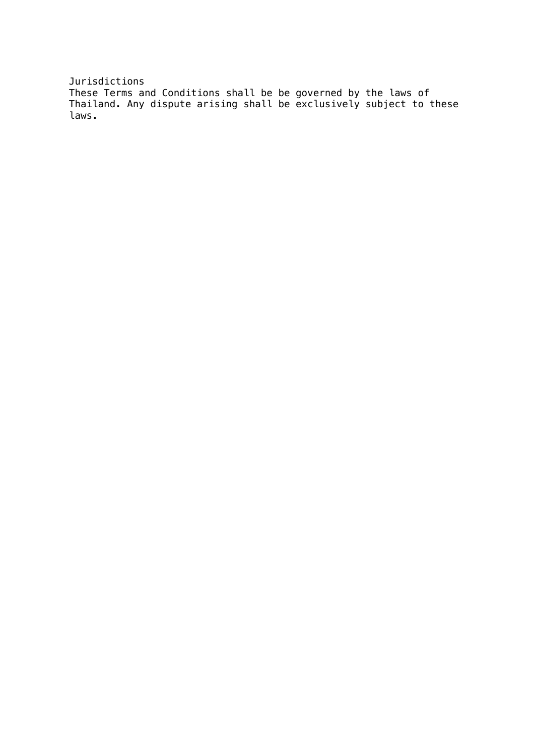## Jurisdictions

These Terms and Conditions shall be be governed by the laws of Thailand. Any dispute arising shall be exclusively subject to these laws.